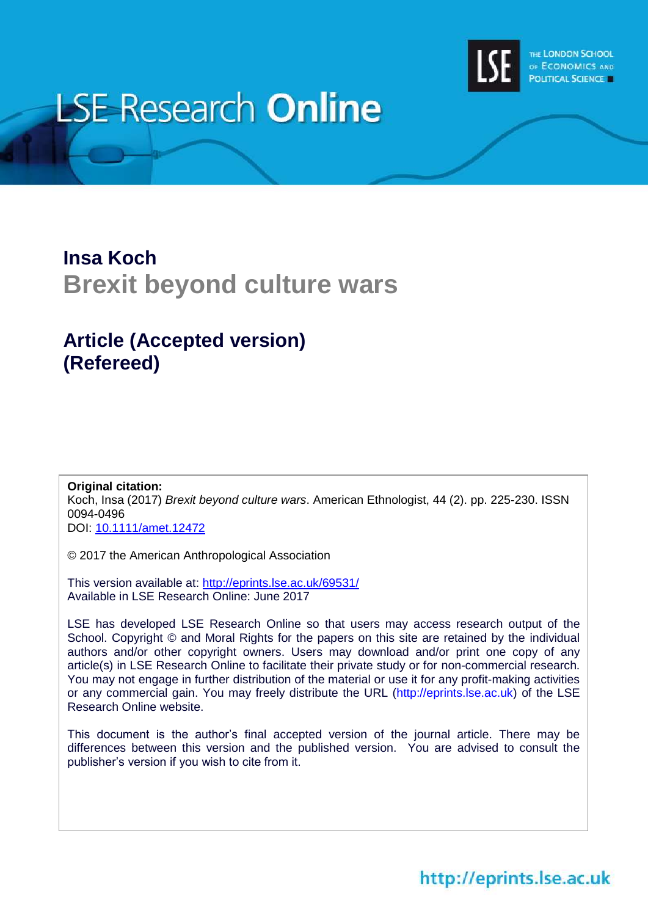# LSE Research Online

**Insa Koch**

## Brexit beyond culture wars

## Article (Accepted version) (Refereed)

**Original citation:**
Koch, Insa (2017) *Brexit beyond culture wars*. American Ethnologist, 44 (2). pp. 225-230. ISSN 0094-0496
DOI: 10.1111/amet.12472

© 2017 the American Anthropological Association

This version available at: http://eprints.lse.ac.uk/69531/
Available in LSE Research Online: June 2017

LSE has developed LSE Research Online so that users may access research output of the School. Copyright © and Moral Rights for the papers on this site are retained by the individual authors and/or other copyright owners. Users may download and/or print one copy of any article(s) in LSE Research Online to facilitate their private study or for non-commercial research. You may not engage in further distribution of the material or use it for any profit-making activities or any commercial gain. You may freely distribute the URL (http://eprints.lse.ac.uk) of the LSE Research Online website.

This document is the author's final accepted version of the journal article. There may be differences between this version and the published version. You are advised to consult the publisher's version if you wish to cite from it.

http://eprints.lse.ac.uk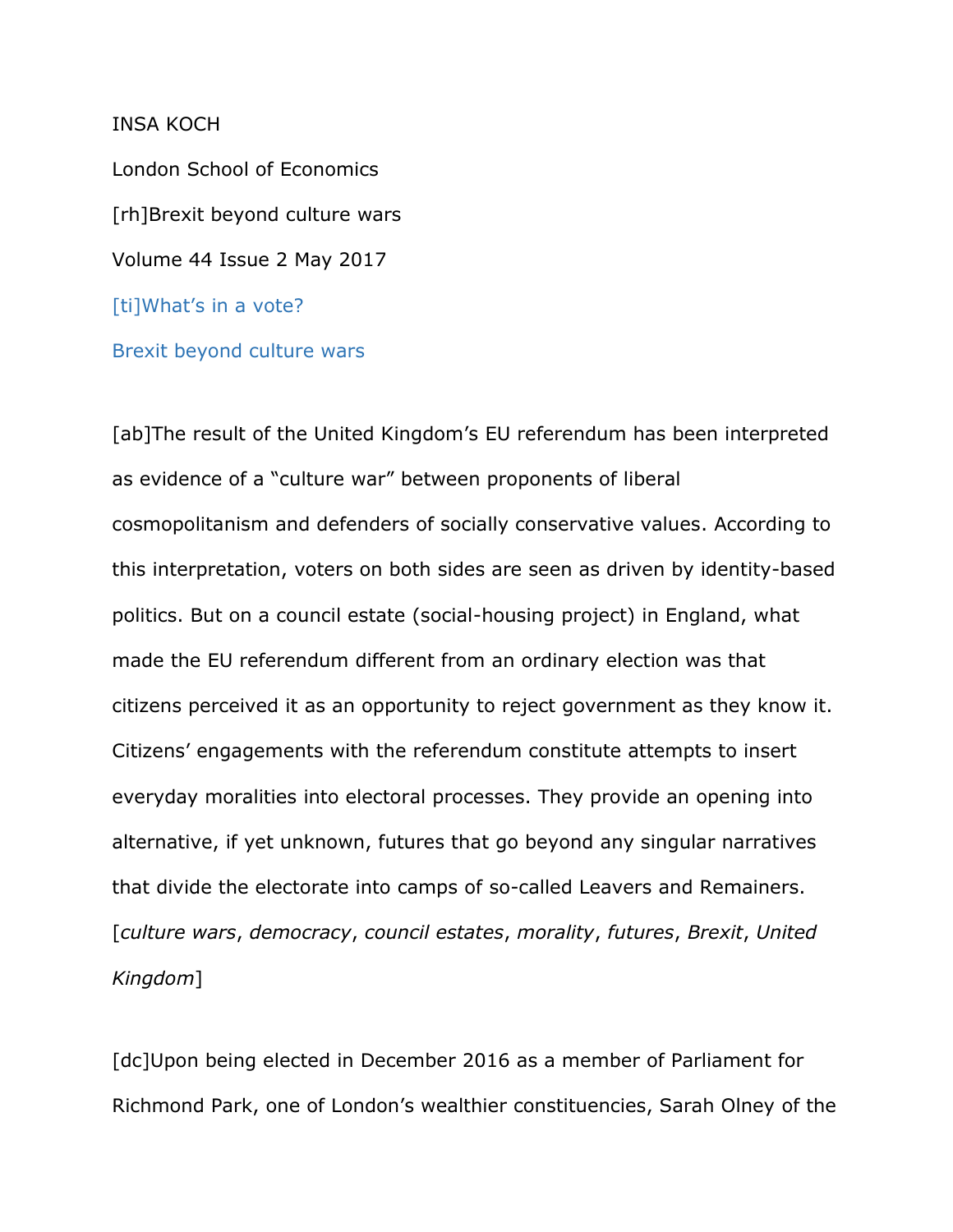INSA KOCH

London School of Economics

[rh]Brexit beyond culture wars

Volume 44 Issue 2 May 2017

# [ti]What's in a vote?

# Brexit beyond culture wars

[ab]The result of the United Kingdom's EU referendum has been interpreted as evidence of a "culture war" between proponents of liberal cosmopolitanism and defenders of socially conservative values. According to this interpretation, voters on both sides are seen as driven by identity-based politics. But on a council estate (social-housing project) in England, what made the EU referendum different from an ordinary election was that citizens perceived it as an opportunity to reject government as they know it. Citizens' engagements with the referendum constitute attempts to insert everyday moralities into electoral processes. They provide an opening into alternative, if yet unknown, futures that go beyond any singular narratives that divide the electorate into camps of so-called Leavers and Remainers. [*culture wars*, *democracy*, *council estates*, *morality*, *futures*, *Brexit*, *United Kingdom*]

[dc]Upon being elected in December 2016 as a member of Parliament for Richmond Park, one of London's wealthier constituencies, Sarah Olney of the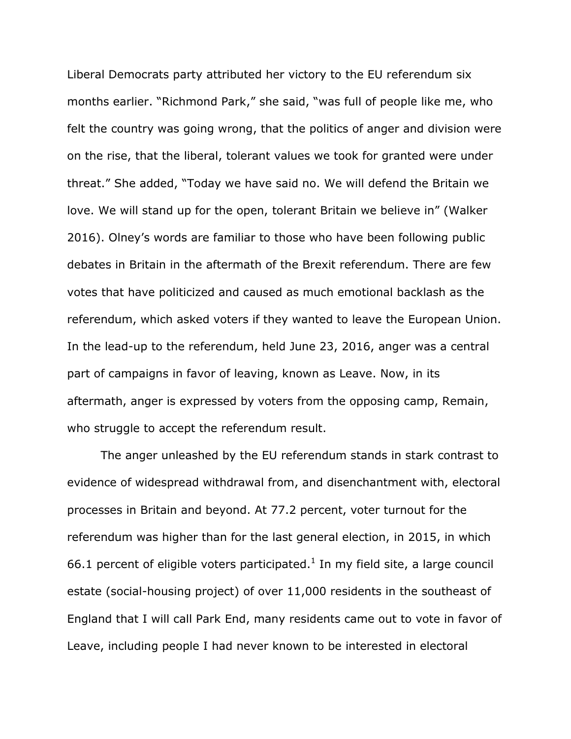Liberal Democrats party attributed her victory to the EU referendum six months earlier. "Richmond Park," she said, "was full of people like me, who felt the country was going wrong, that the politics of anger and division were on the rise, that the liberal, tolerant values we took for granted were under threat." She added, "Today we have said no. We will defend the Britain we love. We will stand up for the open, tolerant Britain we believe in" (Walker 2016). Olney's words are familiar to those who have been following public debates in Britain in the aftermath of the Brexit referendum. There are few votes that have politicized and caused as much emotional backlash as the referendum, which asked voters if they wanted to leave the European Union. In the lead-up to the referendum, held June 23, 2016, anger was a central part of campaigns in favor of leaving, known as Leave. Now, in its aftermath, anger is expressed by voters from the opposing camp, Remain, who struggle to accept the referendum result.

The anger unleashed by the EU referendum stands in stark contrast to evidence of widespread withdrawal from, and disenchantment with, electoral processes in Britain and beyond. At 77.2 percent, voter turnout for the referendum was higher than for the last general election, in 2015, in which 66.1 percent of eligible voters participated.[1] In my field site, a large council estate (social-housing project) of over 11,000 residents in the southeast of England that I will call Park End, many residents came out to vote in favor of Leave, including people I had never known to be interested in electoral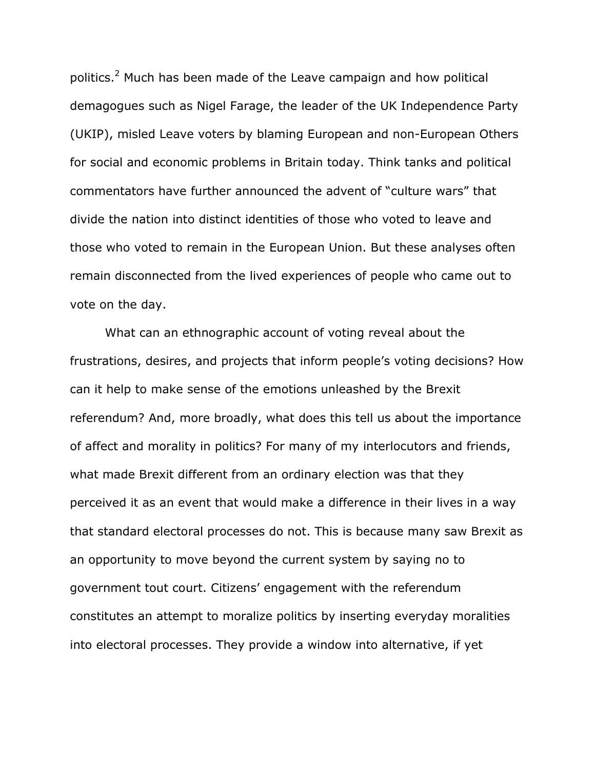politics.[2] Much has been made of the Leave campaign and how political demagogues such as Nigel Farage, the leader of the UK Independence Party (UKIP), misled Leave voters by blaming European and non-European Others for social and economic problems in Britain today. Think tanks and political commentators have further announced the advent of "culture wars" that divide the nation into distinct identities of those who voted to leave and those who voted to remain in the European Union. But these analyses often remain disconnected from the lived experiences of people who came out to vote on the day.

What can an ethnographic account of voting reveal about the frustrations, desires, and projects that inform people's voting decisions? How can it help to make sense of the emotions unleashed by the Brexit referendum? And, more broadly, what does this tell us about the importance of affect and morality in politics? For many of my interlocutors and friends, what made Brexit different from an ordinary election was that they perceived it as an event that would make a difference in their lives in a way that standard electoral processes do not. This is because many saw Brexit as an opportunity to move beyond the current system by saying no to government tout court. Citizens' engagement with the referendum constitutes an attempt to moralize politics by inserting everyday moralities into electoral processes. They provide a window into alternative, if yet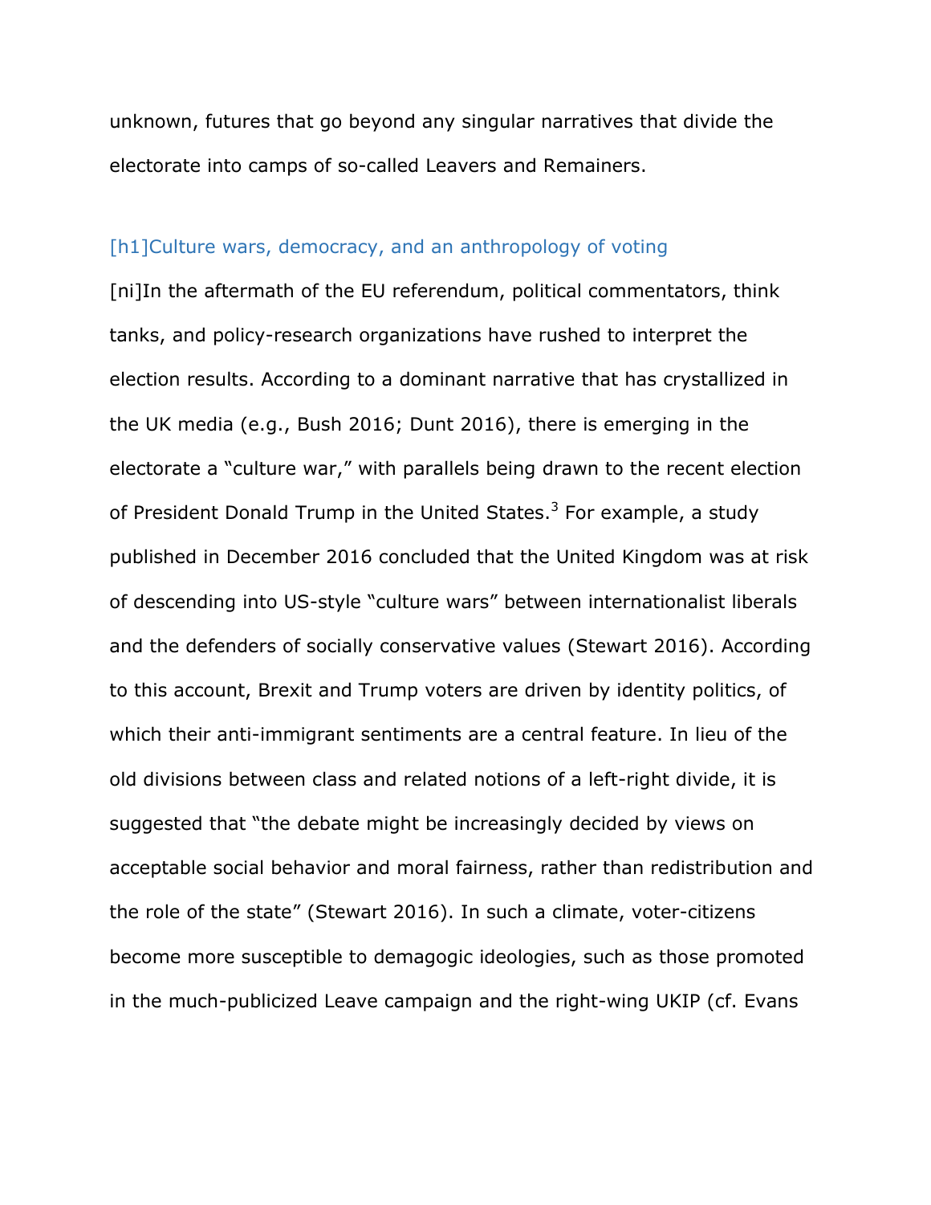unknown, futures that go beyond any singular narratives that divide the electorate into camps of so-called Leavers and Remainers.

# [h1]Culture wars, democracy, and an anthropology of voting

[ni]In the aftermath of the EU referendum, political commentators, think tanks, and policy-research organizations have rushed to interpret the election results. According to a dominant narrative that has crystallized in the UK media (e.g., Bush 2016; Dunt 2016), there is emerging in the electorate a "culture war," with parallels being drawn to the recent election of President Donald Trump in the United States.[3] For example, a study published in December 2016 concluded that the United Kingdom was at risk of descending into US-style "culture wars" between internationalist liberals and the defenders of socially conservative values (Stewart 2016). According to this account, Brexit and Trump voters are driven by identity politics, of which their anti-immigrant sentiments are a central feature. In lieu of the old divisions between class and related notions of a left-right divide, it is suggested that "the debate might be increasingly decided by views on acceptable social behavior and moral fairness, rather than redistribution and the role of the state" (Stewart 2016). In such a climate, voter-citizens become more susceptible to demagogic ideologies, such as those promoted in the much-publicized Leave campaign and the right-wing UKIP (cf. Evans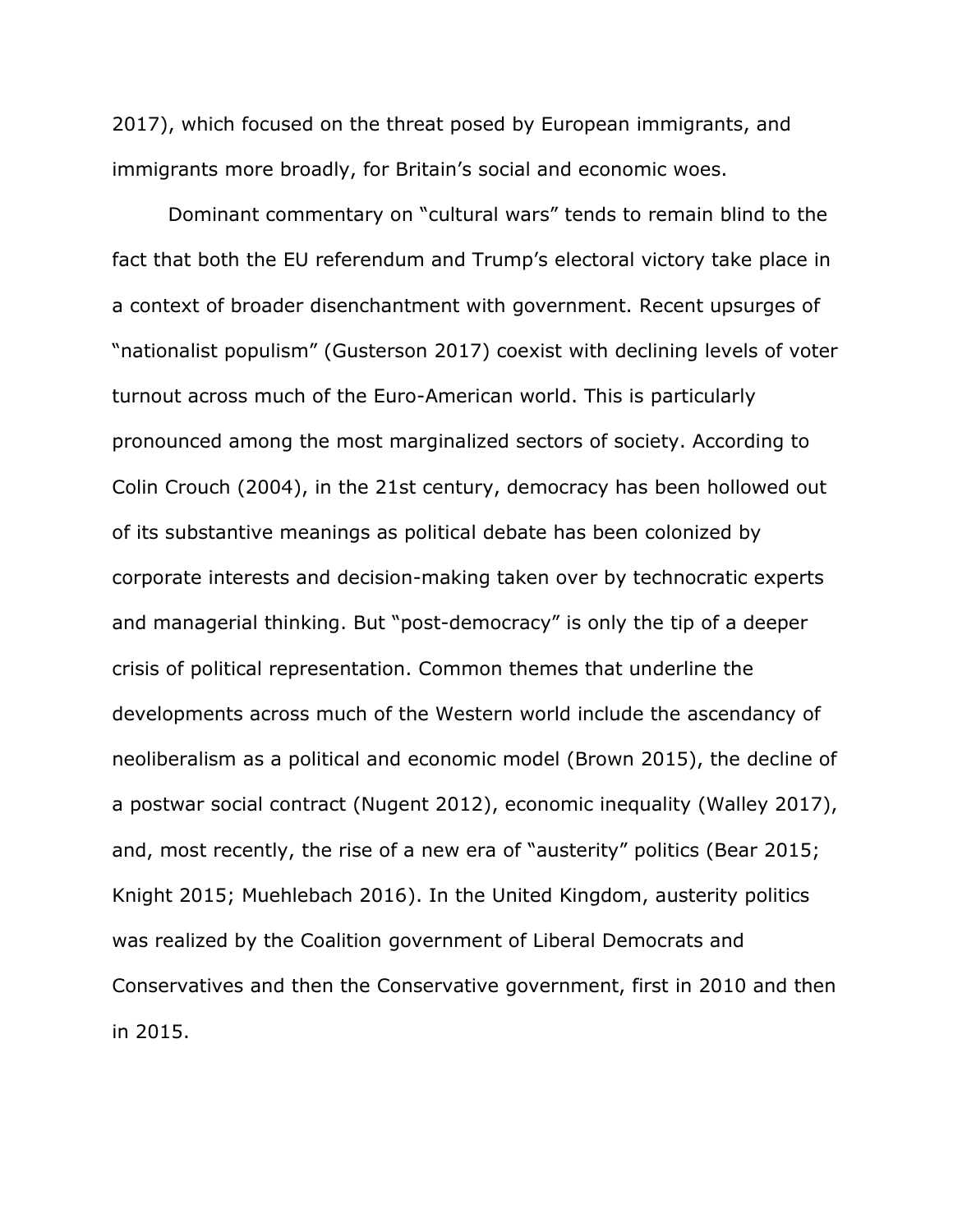2017), which focused on the threat posed by European immigrants, and immigrants more broadly, for Britain's social and economic woes.

Dominant commentary on "cultural wars" tends to remain blind to the fact that both the EU referendum and Trump's electoral victory take place in a context of broader disenchantment with government. Recent upsurges of "nationalist populism" (Gusterson 2017) coexist with declining levels of voter turnout across much of the Euro-American world. This is particularly pronounced among the most marginalized sectors of society. According to Colin Crouch (2004), in the 21st century, democracy has been hollowed out of its substantive meanings as political debate has been colonized by corporate interests and decision-making taken over by technocratic experts and managerial thinking. But "post-democracy" is only the tip of a deeper crisis of political representation. Common themes that underline the developments across much of the Western world include the ascendancy of neoliberalism as a political and economic model (Brown 2015), the decline of a postwar social contract (Nugent 2012), economic inequality (Walley 2017), and, most recently, the rise of a new era of "austerity" politics (Bear 2015; Knight 2015; Muehlebach 2016). In the United Kingdom, austerity politics was realized by the Coalition government of Liberal Democrats and Conservatives and then the Conservative government, first in 2010 and then in 2015.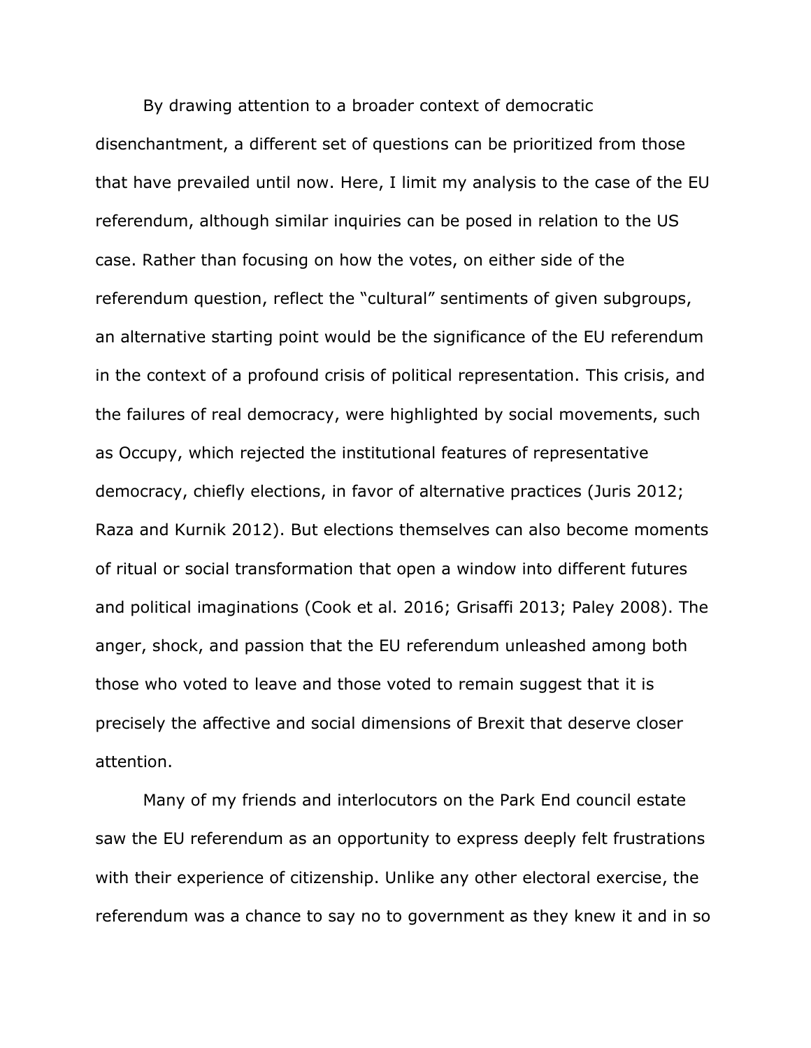By drawing attention to a broader context of democratic disenchantment, a different set of questions can be prioritized from those that have prevailed until now. Here, I limit my analysis to the case of the EU referendum, although similar inquiries can be posed in relation to the US case. Rather than focusing on how the votes, on either side of the referendum question, reflect the "cultural" sentiments of given subgroups, an alternative starting point would be the significance of the EU referendum in the context of a profound crisis of political representation. This crisis, and the failures of real democracy, were highlighted by social movements, such as Occupy, which rejected the institutional features of representative democracy, chiefly elections, in favor of alternative practices (Juris 2012; Raza and Kurnik 2012). But elections themselves can also become moments of ritual or social transformation that open a window into different futures and political imaginations (Cook et al. 2016; Grisaffi 2013; Paley 2008). The anger, shock, and passion that the EU referendum unleashed among both those who voted to leave and those voted to remain suggest that it is precisely the affective and social dimensions of Brexit that deserve closer attention.

Many of my friends and interlocutors on the Park End council estate saw the EU referendum as an opportunity to express deeply felt frustrations with their experience of citizenship. Unlike any other electoral exercise, the referendum was a chance to say no to government as they knew it and in so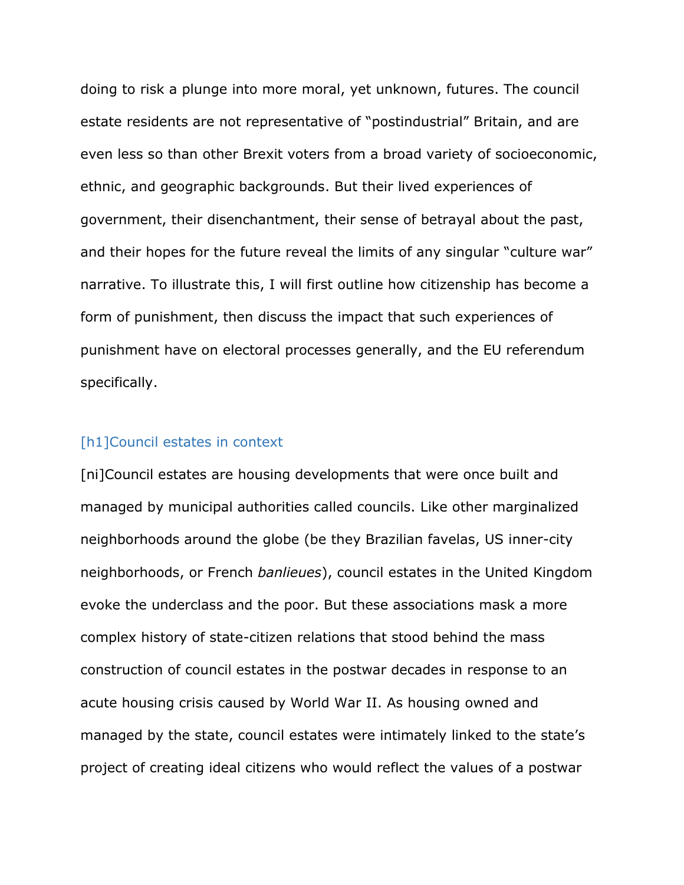doing to risk a plunge into more moral, yet unknown, futures. The council estate residents are not representative of "postindustrial" Britain, and are even less so than other Brexit voters from a broad variety of socioeconomic, ethnic, and geographic backgrounds. But their lived experiences of government, their disenchantment, their sense of betrayal about the past, and their hopes for the future reveal the limits of any singular "culture war" narrative. To illustrate this, I will first outline how citizenship has become a form of punishment, then discuss the impact that such experiences of punishment have on electoral processes generally, and the EU referendum specifically.

# [h1]Council estates in context

[ni]Council estates are housing developments that were once built and managed by municipal authorities called councils. Like other marginalized neighborhoods around the globe (be they Brazilian favelas, US inner-city neighborhoods, or French *banlieues*), council estates in the United Kingdom evoke the underclass and the poor. But these associations mask a more complex history of state-citizen relations that stood behind the mass construction of council estates in the postwar decades in response to an acute housing crisis caused by World War II. As housing owned and managed by the state, council estates were intimately linked to the state's project of creating ideal citizens who would reflect the values of a postwar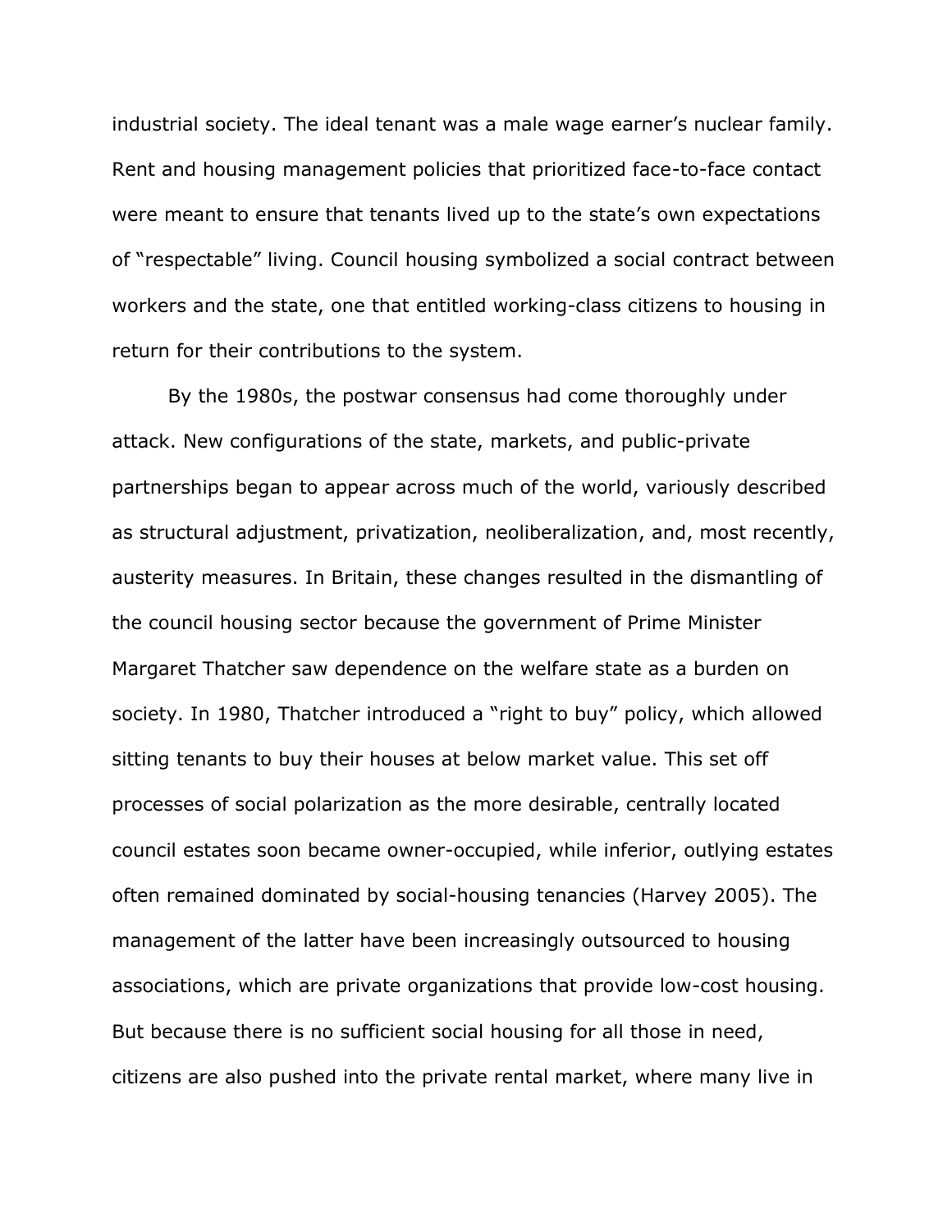industrial society. The ideal tenant was a male wage earner's nuclear family. Rent and housing management policies that prioritized face-to-face contact were meant to ensure that tenants lived up to the state's own expectations of "respectable" living. Council housing symbolized a social contract between workers and the state, one that entitled working-class citizens to housing in return for their contributions to the system.

By the 1980s, the postwar consensus had come thoroughly under attack. New configurations of the state, markets, and public-private partnerships began to appear across much of the world, variously described as structural adjustment, privatization, neoliberalization, and, most recently, austerity measures. In Britain, these changes resulted in the dismantling of the council housing sector because the government of Prime Minister Margaret Thatcher saw dependence on the welfare state as a burden on society. In 1980, Thatcher introduced a "right to buy" policy, which allowed sitting tenants to buy their houses at below market value. This set off processes of social polarization as the more desirable, centrally located council estates soon became owner-occupied, while inferior, outlying estates often remained dominated by social-housing tenancies (Harvey 2005). The management of the latter have been increasingly outsourced to housing associations, which are private organizations that provide low-cost housing. But because there is no sufficient social housing for all those in need, citizens are also pushed into the private rental market, where many live in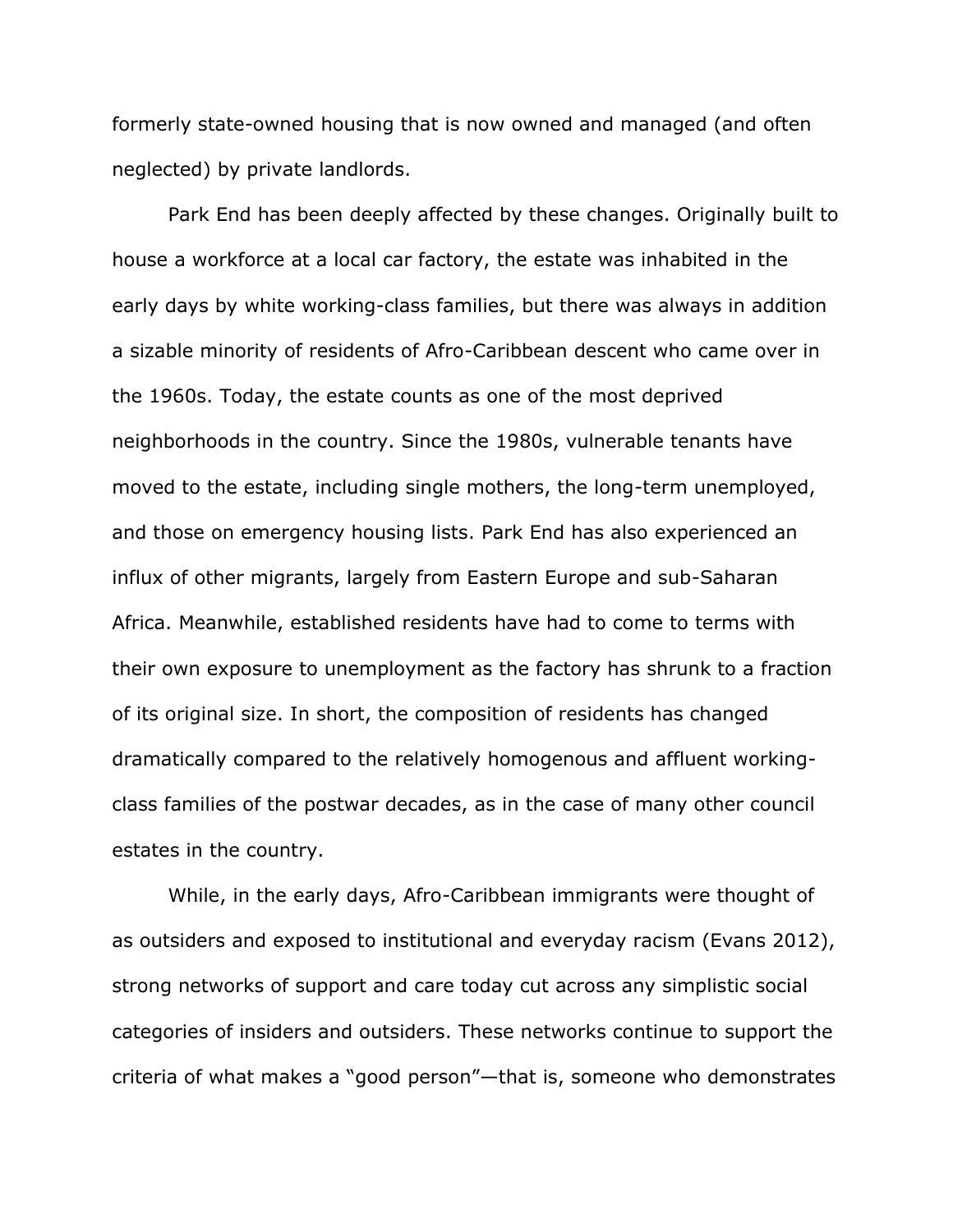formerly state-owned housing that is now owned and managed (and often neglected) by private landlords.

Park End has been deeply affected by these changes. Originally built to house a workforce at a local car factory, the estate was inhabited in the early days by white working-class families, but there was always in addition a sizable minority of residents of Afro-Caribbean descent who came over in the 1960s. Today, the estate counts as one of the most deprived neighborhoods in the country. Since the 1980s, vulnerable tenants have moved to the estate, including single mothers, the long-term unemployed, and those on emergency housing lists. Park End has also experienced an influx of other migrants, largely from Eastern Europe and sub-Saharan Africa. Meanwhile, established residents have had to come to terms with their own exposure to unemployment as the factory has shrunk to a fraction of its original size. In short, the composition of residents has changed dramatically compared to the relatively homogenous and affluent working-class families of the postwar decades, as in the case of many other council estates in the country.

While, in the early days, Afro-Caribbean immigrants were thought of as outsiders and exposed to institutional and everyday racism (Evans 2012), strong networks of support and care today cut across any simplistic social categories of insiders and outsiders. These networks continue to support the criteria of what makes a "good person"—that is, someone who demonstrates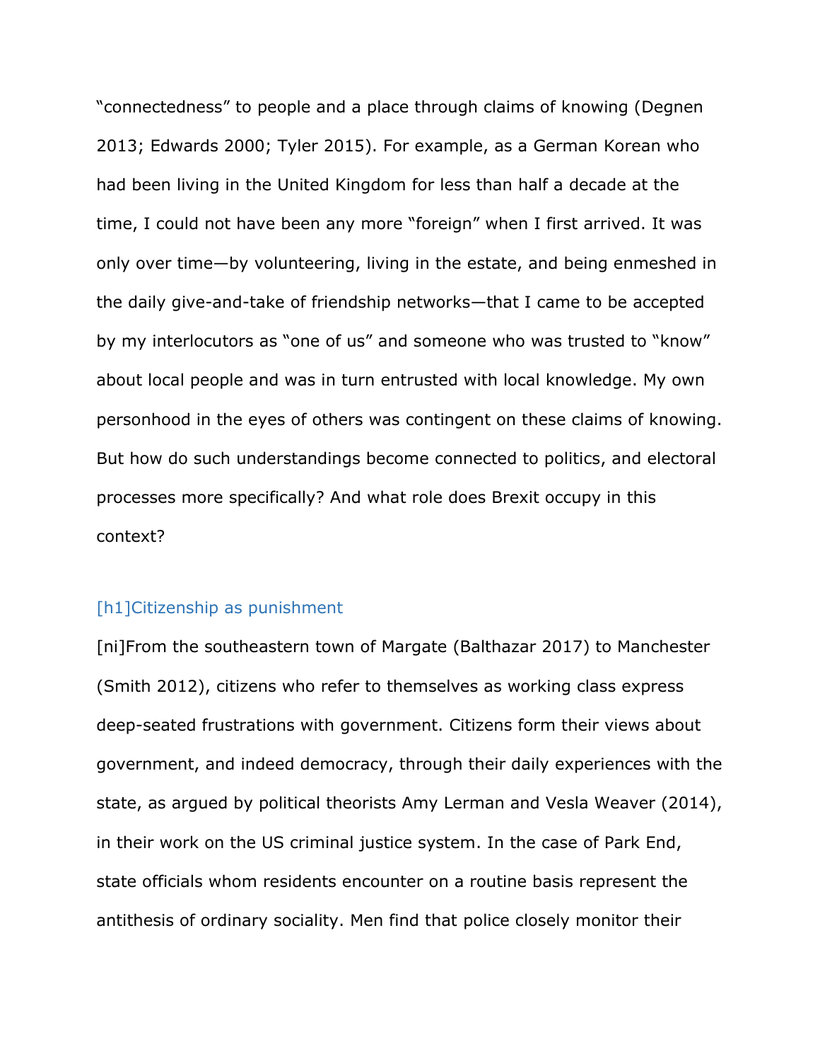“connectedness” to people and a place through claims of knowing (Degnen 2013; Edwards 2000; Tyler 2015). For example, as a German Korean who had been living in the United Kingdom for less than half a decade at the time, I could not have been any more “foreign” when I first arrived. It was only over time—by volunteering, living in the estate, and being enmeshed in the daily give-and-take of friendship networks—that I came to be accepted by my interlocutors as “one of us” and someone who was trusted to “know” about local people and was in turn entrusted with local knowledge. My own personhood in the eyes of others was contingent on these claims of knowing. But how do such understandings become connected to politics, and electoral processes more specifically? And what role does Brexit occupy in this context?

## [h1]Citizenship as punishment

[ni]From the southeastern town of Margate (Balthazar 2017) to Manchester (Smith 2012), citizens who refer to themselves as working class express deep-seated frustrations with government. Citizens form their views about government, and indeed democracy, through their daily experiences with the state, as argued by political theorists Amy Lerman and Vesla Weaver (2014), in their work on the US criminal justice system. In the case of Park End, state officials whom residents encounter on a routine basis represent the antithesis of ordinary sociality. Men find that police closely monitor their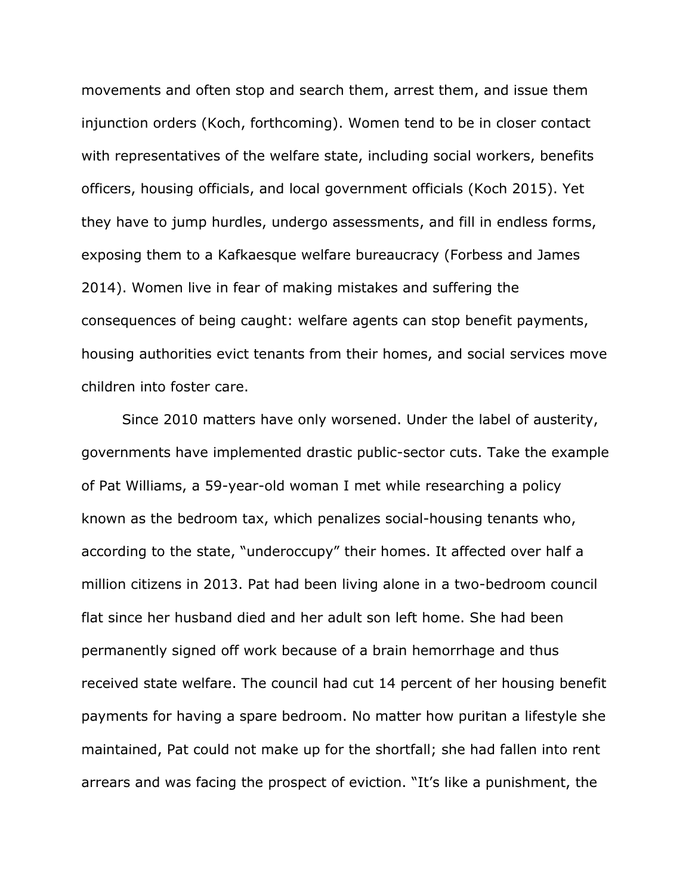movements and often stop and search them, arrest them, and issue them injunction orders (Koch, forthcoming). Women tend to be in closer contact with representatives of the welfare state, including social workers, benefits officers, housing officials, and local government officials (Koch 2015). Yet they have to jump hurdles, undergo assessments, and fill in endless forms, exposing them to a Kafkaesque welfare bureaucracy (Forbess and James 2014). Women live in fear of making mistakes and suffering the consequences of being caught: welfare agents can stop benefit payments, housing authorities evict tenants from their homes, and social services move children into foster care.

Since 2010 matters have only worsened. Under the label of austerity, governments have implemented drastic public-sector cuts. Take the example of Pat Williams, a 59-year-old woman I met while researching a policy known as the bedroom tax, which penalizes social-housing tenants who, according to the state, "underoccupy" their homes. It affected over half a million citizens in 2013. Pat had been living alone in a two-bedroom council flat since her husband died and her adult son left home. She had been permanently signed off work because of a brain hemorrhage and thus received state welfare. The council had cut 14 percent of her housing benefit payments for having a spare bedroom. No matter how puritan a lifestyle she maintained, Pat could not make up for the shortfall; she had fallen into rent arrears and was facing the prospect of eviction. "It's like a punishment, the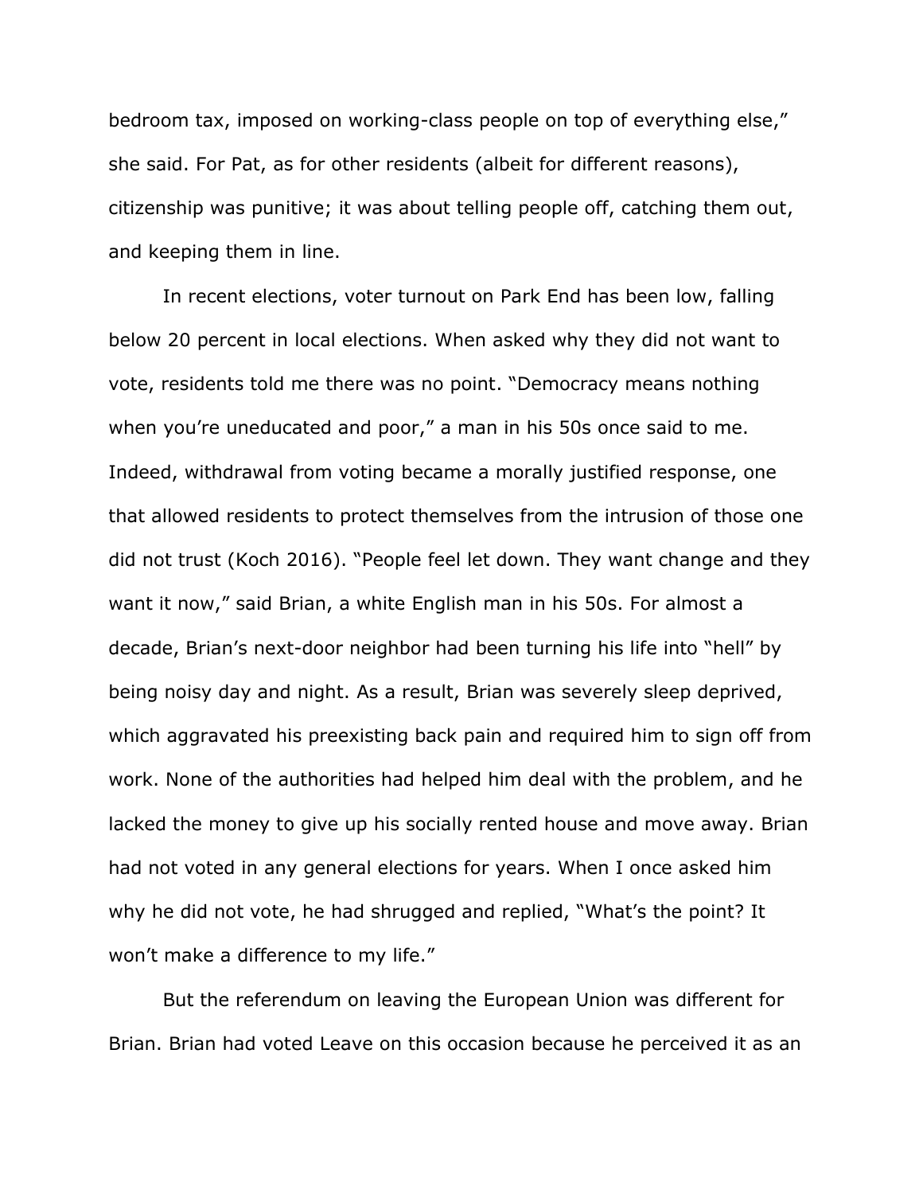bedroom tax, imposed on working-class people on top of everything else," she said. For Pat, as for other residents (albeit for different reasons), citizenship was punitive; it was about telling people off, catching them out, and keeping them in line.

In recent elections, voter turnout on Park End has been low, falling below 20 percent in local elections. When asked why they did not want to vote, residents told me there was no point. "Democracy means nothing when you're uneducated and poor," a man in his 50s once said to me. Indeed, withdrawal from voting became a morally justified response, one that allowed residents to protect themselves from the intrusion of those one did not trust (Koch 2016). "People feel let down. They want change and they want it now," said Brian, a white English man in his 50s. For almost a decade, Brian's next-door neighbor had been turning his life into "hell" by being noisy day and night. As a result, Brian was severely sleep deprived, which aggravated his preexisting back pain and required him to sign off from work. None of the authorities had helped him deal with the problem, and he lacked the money to give up his socially rented house and move away. Brian had not voted in any general elections for years. When I once asked him why he did not vote, he had shrugged and replied, "What's the point? It won't make a difference to my life."

But the referendum on leaving the European Union was different for Brian. Brian had voted Leave on this occasion because he perceived it as an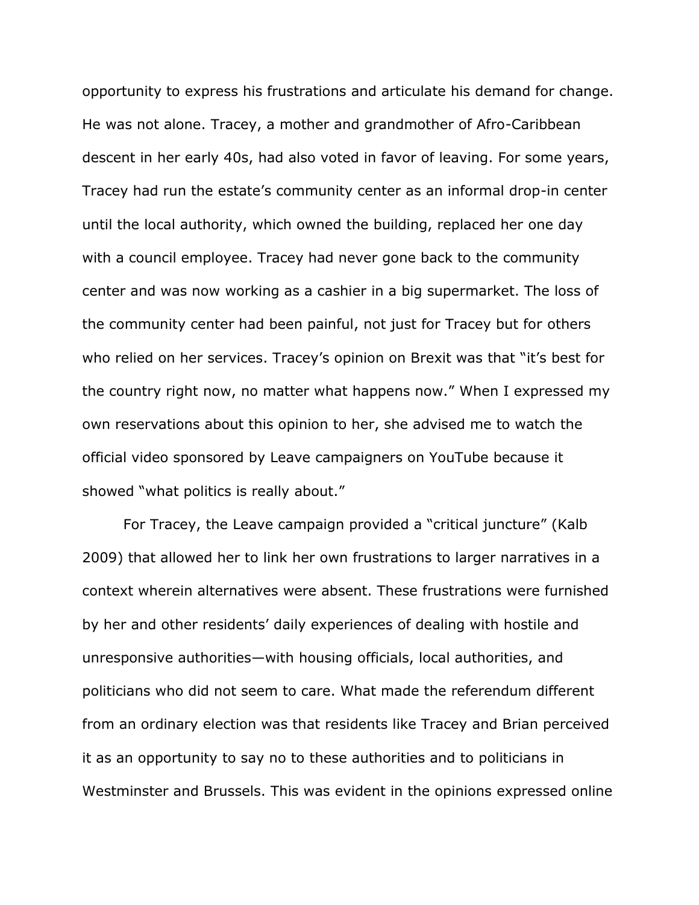opportunity to express his frustrations and articulate his demand for change. He was not alone. Tracey, a mother and grandmother of Afro-Caribbean descent in her early 40s, had also voted in favor of leaving. For some years, Tracey had run the estate's community center as an informal drop-in center until the local authority, which owned the building, replaced her one day with a council employee. Tracey had never gone back to the community center and was now working as a cashier in a big supermarket. The loss of the community center had been painful, not just for Tracey but for others who relied on her services. Tracey's opinion on Brexit was that "it's best for the country right now, no matter what happens now." When I expressed my own reservations about this opinion to her, she advised me to watch the official video sponsored by Leave campaigners on YouTube because it showed "what politics is really about."

For Tracey, the Leave campaign provided a "critical juncture" (Kalb 2009) that allowed her to link her own frustrations to larger narratives in a context wherein alternatives were absent. These frustrations were furnished by her and other residents' daily experiences of dealing with hostile and unresponsive authorities—with housing officials, local authorities, and politicians who did not seem to care. What made the referendum different from an ordinary election was that residents like Tracey and Brian perceived it as an opportunity to say no to these authorities and to politicians in Westminster and Brussels. This was evident in the opinions expressed online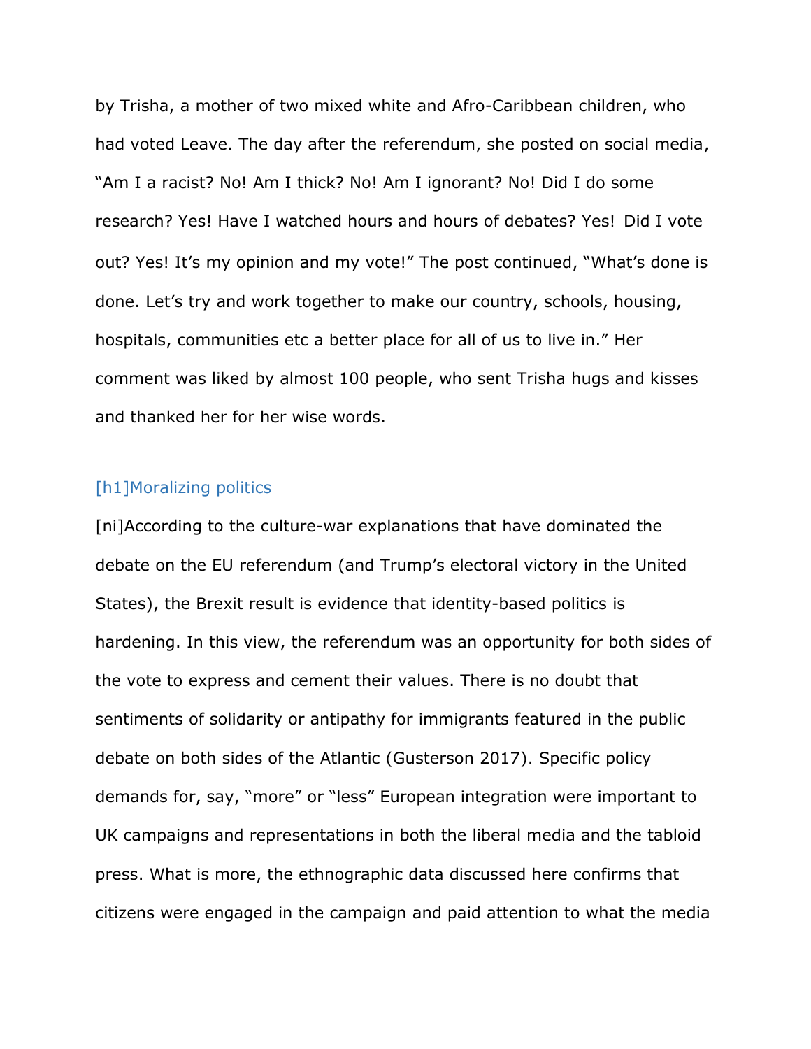by Trisha, a mother of two mixed white and Afro-Caribbean children, who had voted Leave. The day after the referendum, she posted on social media, "Am I a racist? No! Am I thick? No! Am I ignorant? No! Did I do some research? Yes! Have I watched hours and hours of debates? Yes! Did I vote out? Yes! It's my opinion and my vote!" The post continued, "What's done is done. Let's try and work together to make our country, schools, housing, hospitals, communities etc a better place for all of us to live in." Her comment was liked by almost 100 people, who sent Trisha hugs and kisses and thanked her for her wise words.

## [h1]Moralizing politics

[ni]According to the culture-war explanations that have dominated the debate on the EU referendum (and Trump's electoral victory in the United States), the Brexit result is evidence that identity-based politics is hardening. In this view, the referendum was an opportunity for both sides of the vote to express and cement their values. There is no doubt that sentiments of solidarity or antipathy for immigrants featured in the public debate on both sides of the Atlantic (Gusterson 2017). Specific policy demands for, say, "more" or "less" European integration were important to UK campaigns and representations in both the liberal media and the tabloid press. What is more, the ethnographic data discussed here confirms that citizens were engaged in the campaign and paid attention to what the media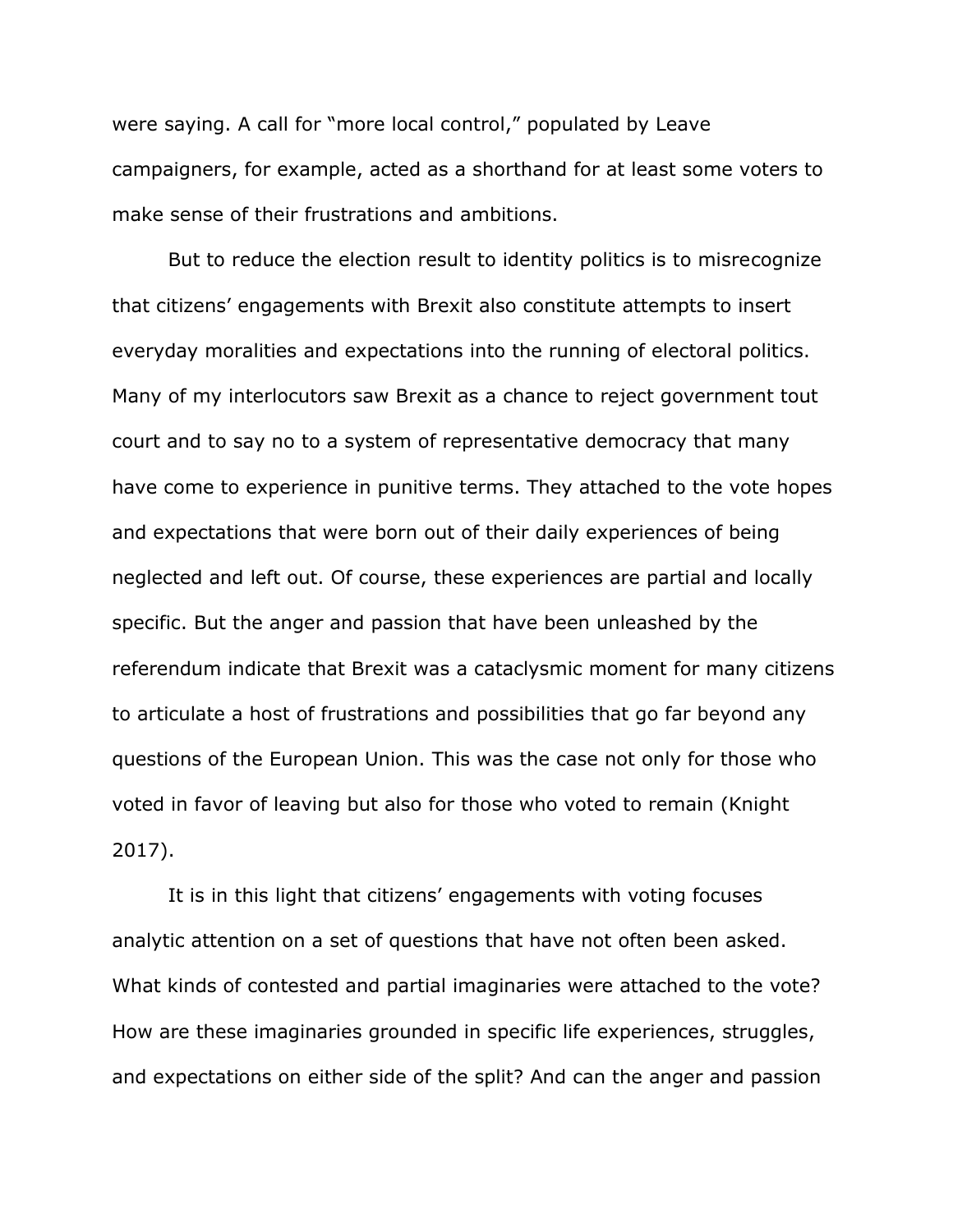were saying. A call for "more local control," populated by Leave campaigners, for example, acted as a shorthand for at least some voters to make sense of their frustrations and ambitions.

But to reduce the election result to identity politics is to misrecognize that citizens' engagements with Brexit also constitute attempts to insert everyday moralities and expectations into the running of electoral politics. Many of my interlocutors saw Brexit as a chance to reject government tout court and to say no to a system of representative democracy that many have come to experience in punitive terms. They attached to the vote hopes and expectations that were born out of their daily experiences of being neglected and left out. Of course, these experiences are partial and locally specific. But the anger and passion that have been unleashed by the referendum indicate that Brexit was a cataclysmic moment for many citizens to articulate a host of frustrations and possibilities that go far beyond any questions of the European Union. This was the case not only for those who voted in favor of leaving but also for those who voted to remain (Knight 2017).

It is in this light that citizens' engagements with voting focuses analytic attention on a set of questions that have not often been asked. What kinds of contested and partial imaginaries were attached to the vote? How are these imaginaries grounded in specific life experiences, struggles, and expectations on either side of the split? And can the anger and passion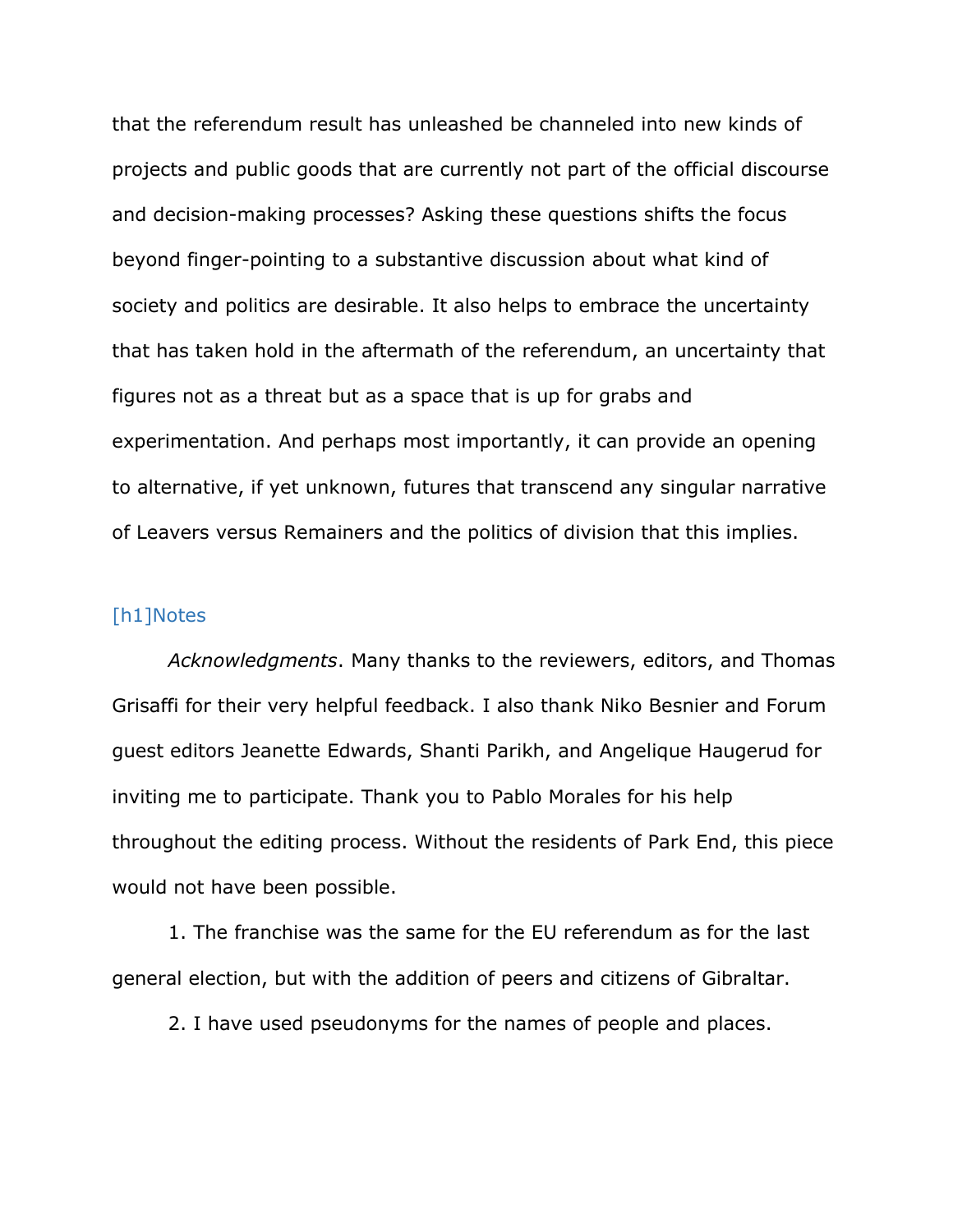that the referendum result has unleashed be channeled into new kinds of projects and public goods that are currently not part of the official discourse and decision-making processes? Asking these questions shifts the focus beyond finger-pointing to a substantive discussion about what kind of society and politics are desirable. It also helps to embrace the uncertainty that has taken hold in the aftermath of the referendum, an uncertainty that figures not as a threat but as a space that is up for grabs and experimentation. And perhaps most importantly, it can provide an opening to alternative, if yet unknown, futures that transcend any singular narrative of Leavers versus Remainers and the politics of division that this implies.

# [h1]Notes

*Acknowledgments*. Many thanks to the reviewers, editors, and Thomas Grisaffi for their very helpful feedback. I also thank Niko Besnier and Forum guest editors Jeanette Edwards, Shanti Parikh, and Angelique Haugerud for inviting me to participate. Thank you to Pablo Morales for his help throughout the editing process. Without the residents of Park End, this piece would not have been possible.

1. The franchise was the same for the EU referendum as for the last general election, but with the addition of peers and citizens of Gibraltar.

2. I have used pseudonyms for the names of people and places.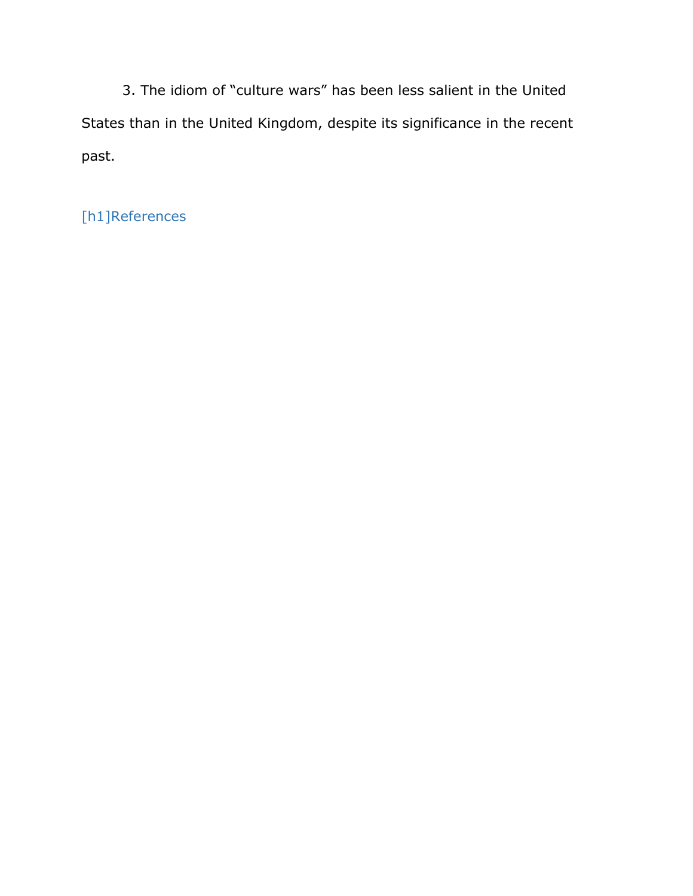3. The idiom of “culture wars” has been less salient in the United States than in the United Kingdom, despite its significance in the recent past.

[h1]References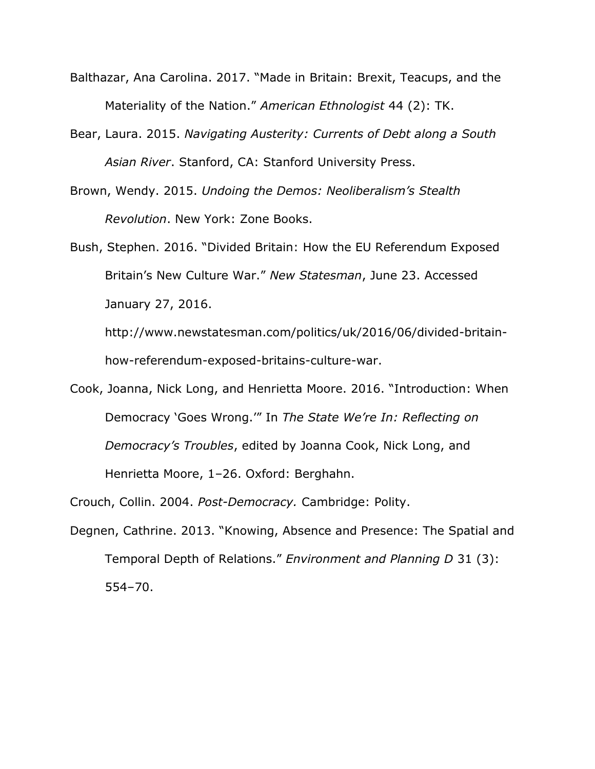Balthazar, Ana Carolina. 2017. "Made in Britain: Brexit, Teacups, and the Materiality of the Nation." *American Ethnologist* 44 (2): TK.

Bear, Laura. 2015. *Navigating Austerity: Currents of Debt along a South Asian River*. Stanford, CA: Stanford University Press.

Brown, Wendy. 2015. *Undoing the Demos: Neoliberalism's Stealth Revolution*. New York: Zone Books.

Bush, Stephen. 2016. "Divided Britain: How the EU Referendum Exposed Britain's New Culture War." *New Statesman*, June 23. Accessed January 27, 2016. http://www.newstatesman.com/politics/uk/2016/06/divided-britain-how-referendum-exposed-britains-culture-war.

Cook, Joanna, Nick Long, and Henrietta Moore. 2016. "Introduction: When Democracy 'Goes Wrong.'" In *The State We're In: Reflecting on Democracy's Troubles*, edited by Joanna Cook, Nick Long, and Henrietta Moore, 1–26. Oxford: Berghahn.

Crouch, Collin. 2004. *Post-Democracy.* Cambridge: Polity.

Degnen, Cathrine. 2013. "Knowing, Absence and Presence: The Spatial and Temporal Depth of Relations." *Environment and Planning D* 31 (3): 554–70.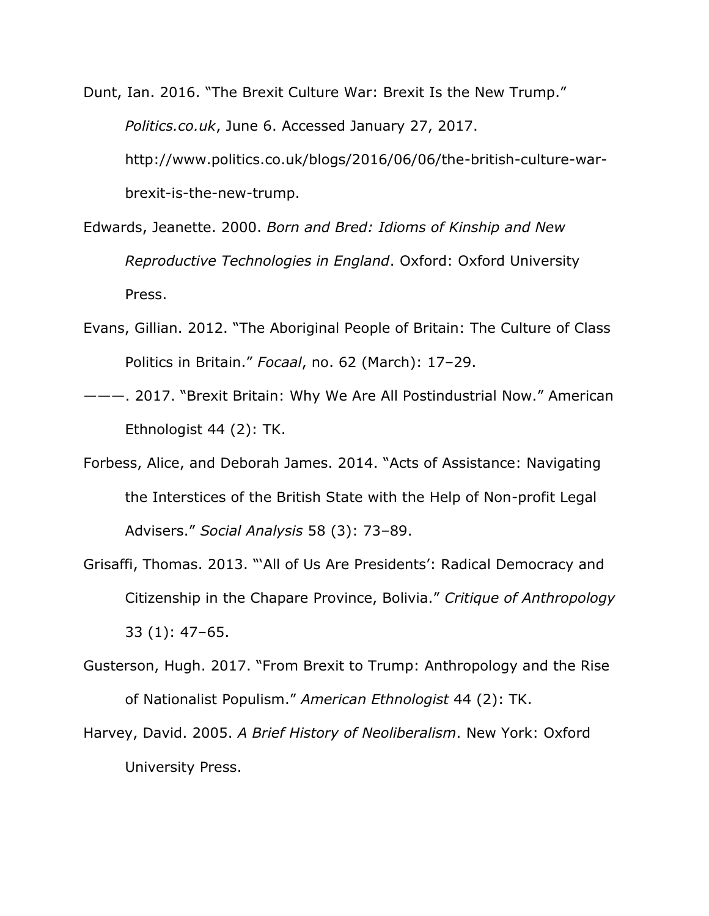Dunt, Ian. 2016. "The Brexit Culture War: Brexit Is the New Trump." *Politics.co.uk*, June 6. Accessed January 27, 2017. http://www.politics.co.uk/blogs/2016/06/06/the-british-culture-war-brexit-is-the-new-trump.

Edwards, Jeanette. 2000. *Born and Bred: Idioms of Kinship and New Reproductive Technologies in England*. Oxford: Oxford University Press.

Evans, Gillian. 2012. "The Aboriginal People of Britain: The Culture of Class Politics in Britain." *Focaal*, no. 62 (March): 17–29.

———. 2017. "Brexit Britain: Why We Are All Postindustrial Now." American Ethnologist 44 (2): TK.

Forbess, Alice, and Deborah James. 2014. "Acts of Assistance: Navigating the Interstices of the British State with the Help of Non-profit Legal Advisers." *Social Analysis* 58 (3): 73–89.

Grisaffi, Thomas. 2013. "'All of Us Are Presidents': Radical Democracy and Citizenship in the Chapare Province, Bolivia." *Critique of Anthropology* 33 (1): 47–65.

Gusterson, Hugh. 2017. "From Brexit to Trump: Anthropology and the Rise of Nationalist Populism." *American Ethnologist* 44 (2): TK.

Harvey, David. 2005. *A Brief History of Neoliberalism*. New York: Oxford University Press.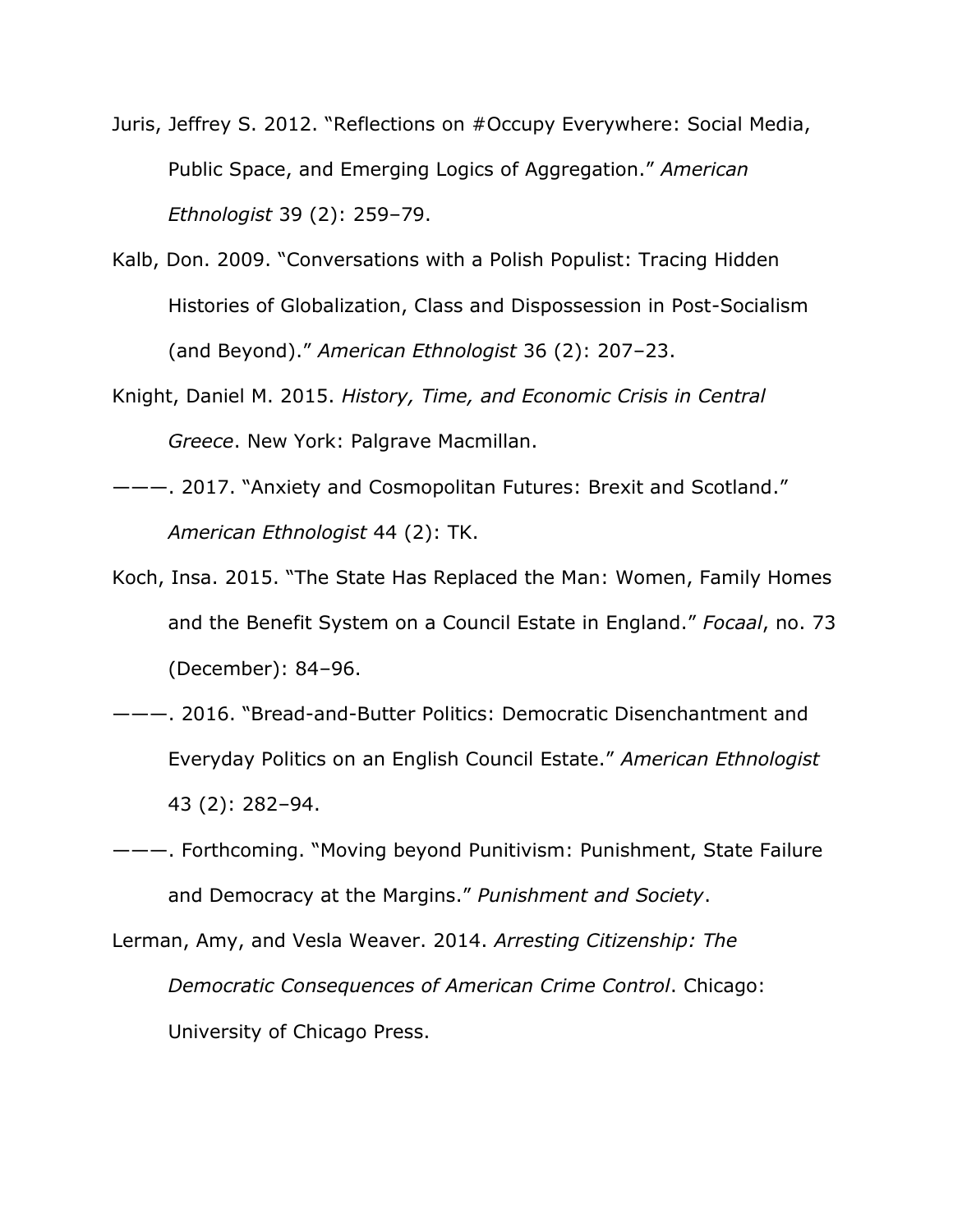Juris, Jeffrey S. 2012. "Reflections on #Occupy Everywhere: Social Media, Public Space, and Emerging Logics of Aggregation." *American Ethnologist* 39 (2): 259–79.

Kalb, Don. 2009. "Conversations with a Polish Populist: Tracing Hidden Histories of Globalization, Class and Dispossession in Post-Socialism (and Beyond)." *American Ethnologist* 36 (2): 207–23.

Knight, Daniel M. 2015. *History, Time, and Economic Crisis in Central Greece*. New York: Palgrave Macmillan.

———. 2017. "Anxiety and Cosmopolitan Futures: Brexit and Scotland." *American Ethnologist* 44 (2): TK.

Koch, Insa. 2015. "The State Has Replaced the Man: Women, Family Homes and the Benefit System on a Council Estate in England." *Focaal*, no. 73 (December): 84–96.

———. 2016. "Bread-and-Butter Politics: Democratic Disenchantment and Everyday Politics on an English Council Estate." *American Ethnologist* 43 (2): 282–94.

———. Forthcoming. "Moving beyond Punitivism: Punishment, State Failure and Democracy at the Margins." *Punishment and Society*.

Lerman, Amy, and Vesla Weaver. 2014. *Arresting Citizenship: The Democratic Consequences of American Crime Control*. Chicago: University of Chicago Press.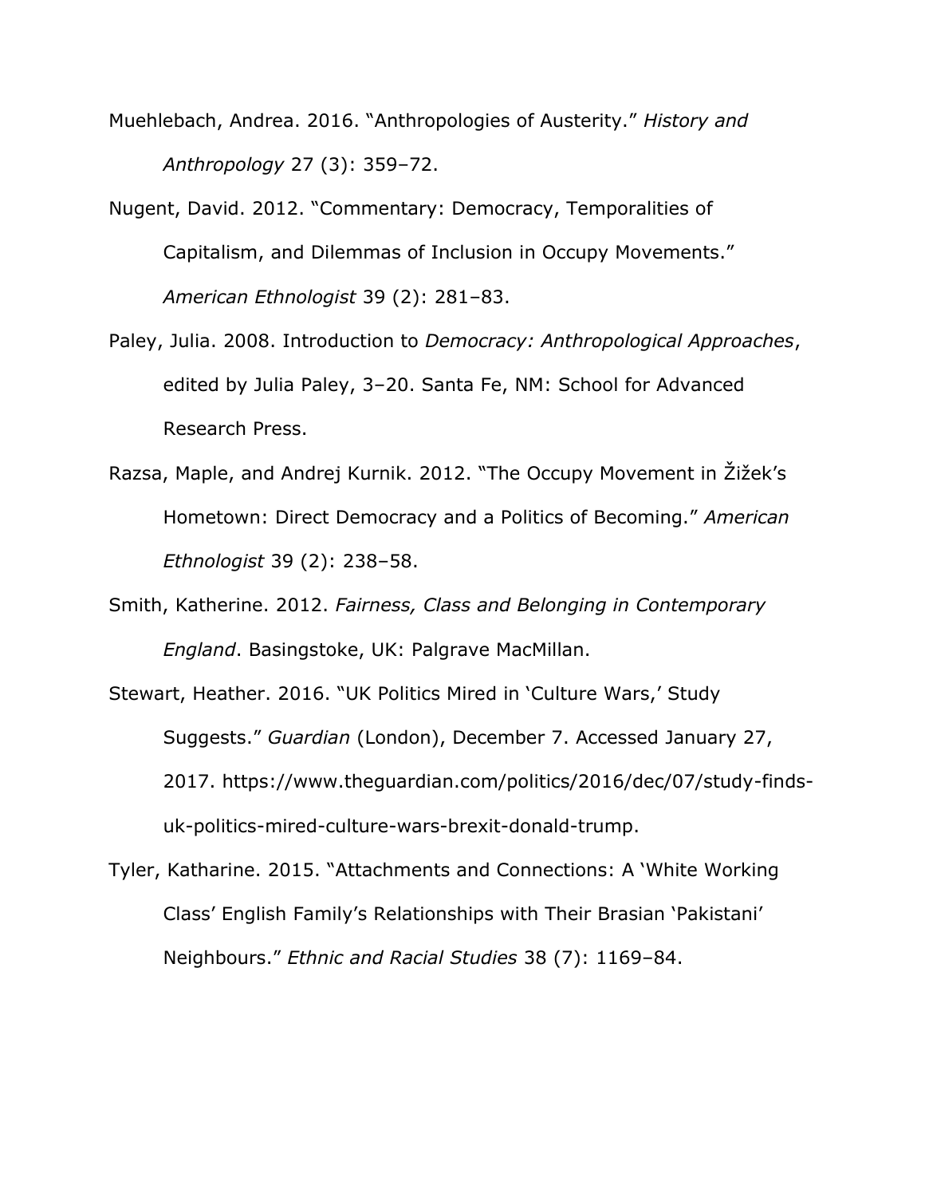Muehlebach, Andrea. 2016. "Anthropologies of Austerity." *History and Anthropology* 27 (3): 359–72.

Nugent, David. 2012. "Commentary: Democracy, Temporalities of Capitalism, and Dilemmas of Inclusion in Occupy Movements." *American Ethnologist* 39 (2): 281–83.

Paley, Julia. 2008. Introduction to *Democracy: Anthropological Approaches*, edited by Julia Paley, 3–20. Santa Fe, NM: School for Advanced Research Press.

Razsa, Maple, and Andrej Kurnik. 2012. "The Occupy Movement in Žižek's Hometown: Direct Democracy and a Politics of Becoming." *American Ethnologist* 39 (2): 238–58.

Smith, Katherine. 2012. *Fairness, Class and Belonging in Contemporary England*. Basingstoke, UK: Palgrave MacMillan.

Stewart, Heather. 2016. "UK Politics Mired in 'Culture Wars,' Study Suggests." *Guardian* (London), December 7. Accessed January 27, 2017. https://www.theguardian.com/politics/2016/dec/07/study-finds-uk-politics-mired-culture-wars-brexit-donald-trump.

Tyler, Katharine. 2015. "Attachments and Connections: A 'White Working Class' English Family's Relationships with Their Brasian 'Pakistani' Neighbours." *Ethnic and Racial Studies* 38 (7): 1169–84.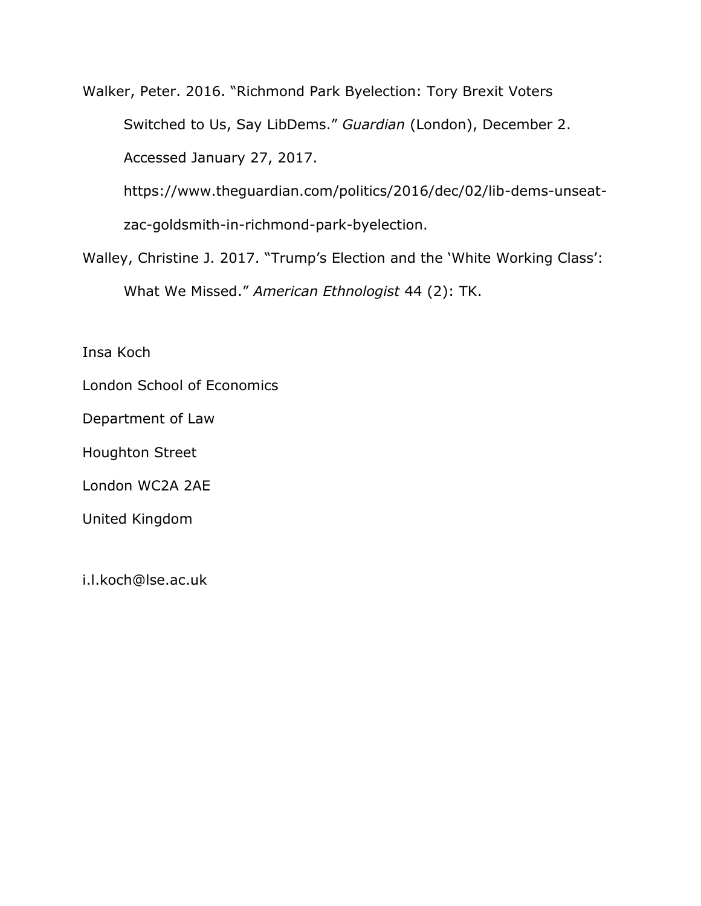Walker, Peter. 2016. "Richmond Park Byelection: Tory Brexit Voters Switched to Us, Say LibDems." *Guardian* (London), December 2. Accessed January 27, 2017. https://www.theguardian.com/politics/2016/dec/02/lib-dems-unseat-zac-goldsmith-in-richmond-park-byelection.

Walley, Christine J. 2017. "Trump's Election and the 'White Working Class': What We Missed." *American Ethnologist* 44 (2): TK.

Insa Koch

London School of Economics

Department of Law

Houghton Street

London WC2A 2AE

United Kingdom

i.l.koch@lse.ac.uk